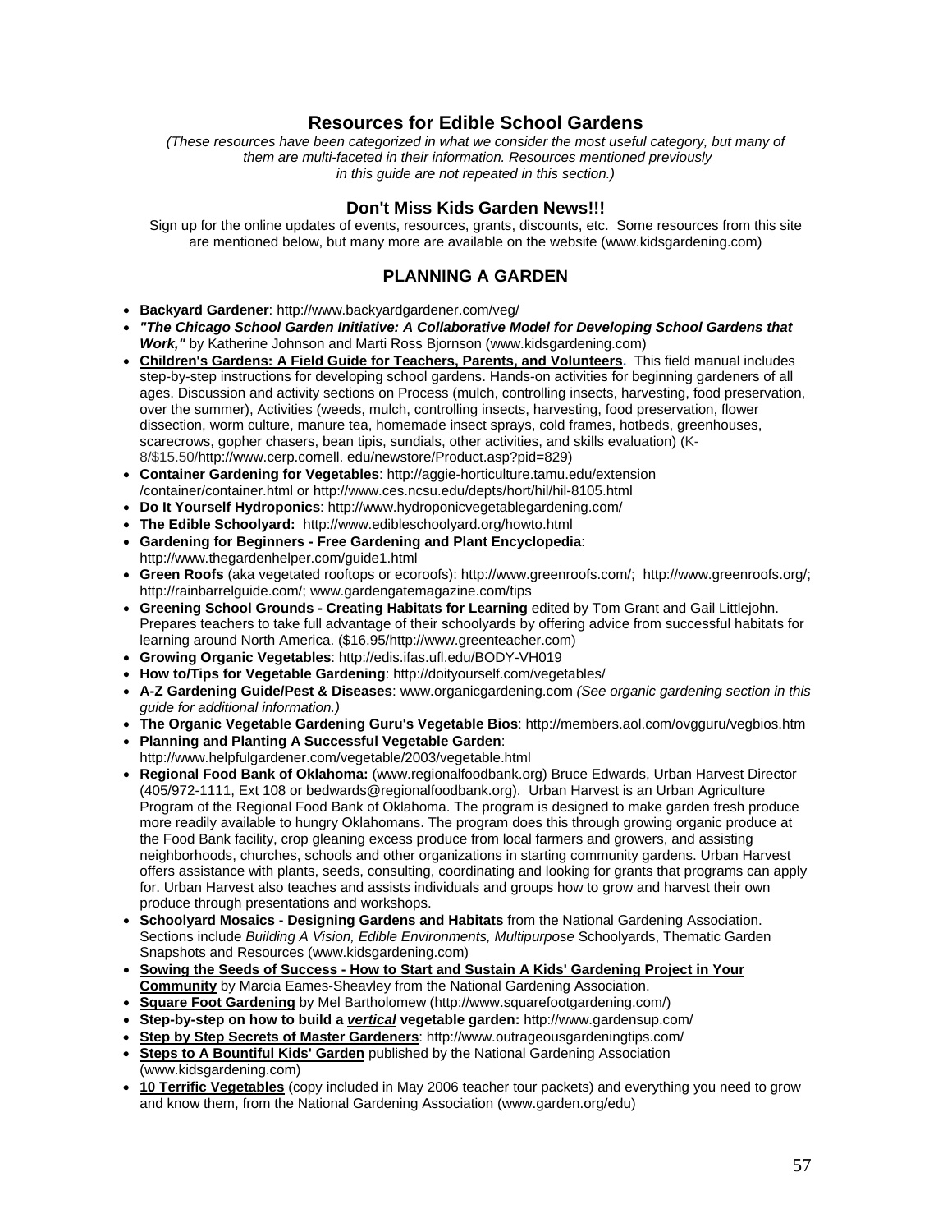## Resources for Edible School Gardens

*(These resources have been categorized in what we consider the most useful category, but many of them are multi-faceted in their information. Resources mentioned previously in this guide are not repeated in this section.)*

### Don't Miss Kids Garden News!!!

Sign up for the online updates of events, resources, grants, discounts, etc. Some resources from this site are mentioned below, but many more are available on the website (www.kidsgardening.com)

### PLANNING A GARDEN

- **Backyard Gardener**: http://www.backyardgardener.com/veg/
- ***"The Chicago School Garden Initiative: A Collaborative Model for Developing School Gardens that Work,"*** by Katherine Johnson and Marti Ross Bjornson (www.kidsgardening.com)
- **Children's Gardens: A Field Guide for Teachers, Parents, and Volunteers.** This field manual includes step-by-step instructions for developing school gardens. Hands-on activities for beginning gardeners of all ages. Discussion and activity sections on Process (mulch, controlling insects, harvesting, food preservation, over the summer), Activities (weeds, mulch, controlling insects, harvesting, food preservation, flower dissection, worm culture, manure tea, homemade insect sprays, cold frames, hotbeds, greenhouses, scarecrows, gopher chasers, bean tipis, sundials, other activities, and skills evaluation) (K-8/$15.50/http://www.cerp.cornell. edu/newstore/Product.asp?pid=829)
- **Container Gardening for Vegetables**: http://aggie-horticulture.tamu.edu/extension /container/container.html or http://www.ces.ncsu.edu/depts/hort/hil/hil-8105.html
- **Do It Yourself Hydroponics**: http://www.hydroponicvegetablegardening.com/
- **The Edible Schoolyard:** http://www.edibleschoolyard.org/howto.html
- **Gardening for Beginners - Free Gardening and Plant Encyclopedia**: http://www.thegardenhelper.com/guide1.html
- **Green Roofs** (aka vegetated rooftops or ecoroofs): http://www.greenroofs.com/; http://www.greenroofs.org/; http://rainbarrelguide.com/; www.gardengatemagazine.com/tips
- **Greening School Grounds - Creating Habitats for Learning** edited by Tom Grant and Gail Littlejohn. Prepares teachers to take full advantage of their schoolyards by offering advice from successful habitats for learning around North America. ($16.95/http://www.greenteacher.com)
- **Growing Organic Vegetables**: http://edis.ifas.ufl.edu/BODY-VH019
- **How to/Tips for Vegetable Gardening**: http://doityourself.com/vegetables/
- **A-Z Gardening Guide/Pest & Diseases**: www.organicgardening.com *(See organic gardening section in this guide for additional information.)*
- **The Organic Vegetable Gardening Guru's Vegetable Bios**: http://members.aol.com/ovgguru/vegbios.htm
- **Planning and Planting A Successful Vegetable Garden**: http://www.helpfulgardener.com/vegetable/2003/vegetable.html
- **Regional Food Bank of Oklahoma:** (www.regionalfoodbank.org) Bruce Edwards, Urban Harvest Director (405/972-1111, Ext 108 or bedwards@regionalfoodbank.org). Urban Harvest is an Urban Agriculture Program of the Regional Food Bank of Oklahoma. The program is designed to make garden fresh produce more readily available to hungry Oklahomans. The program does this through growing organic produce at the Food Bank facility, crop gleaning excess produce from local farmers and growers, and assisting neighborhoods, churches, schools and other organizations in starting community gardens. Urban Harvest offers assistance with plants, seeds, consulting, coordinating and looking for grants that programs can apply for. Urban Harvest also teaches and assists individuals and groups how to grow and harvest their own produce through presentations and workshops.
- **Schoolyard Mosaics - Designing Gardens and Habitats** from the National Gardening Association. Sections include *Building A Vision, Edible Environments, Multipurpose* Schoolyards, Thematic Garden Snapshots and Resources (www.kidsgardening.com)
- **Sowing the Seeds of Success - How to Start and Sustain A Kids' Gardening Project in Your Community** by Marcia Eames-Sheavley from the National Gardening Association.
- **Square Foot Gardening** by Mel Bartholomew (http://www.squarefootgardening.com/)
- **Step-by-step on how to build a *vertical* vegetable garden:** http://www.gardensup.com/
- **Step by Step Secrets of Master Gardeners**: http://www.outrageousgardeningtips.com/
- **Steps to A Bountiful Kids' Garden** published by the National Gardening Association (www.kidsgardening.com)
- **10 Terrific Vegetables** (copy included in May 2006 teacher tour packets) and everything you need to grow and know them, from the National Gardening Association (www.garden.org/edu)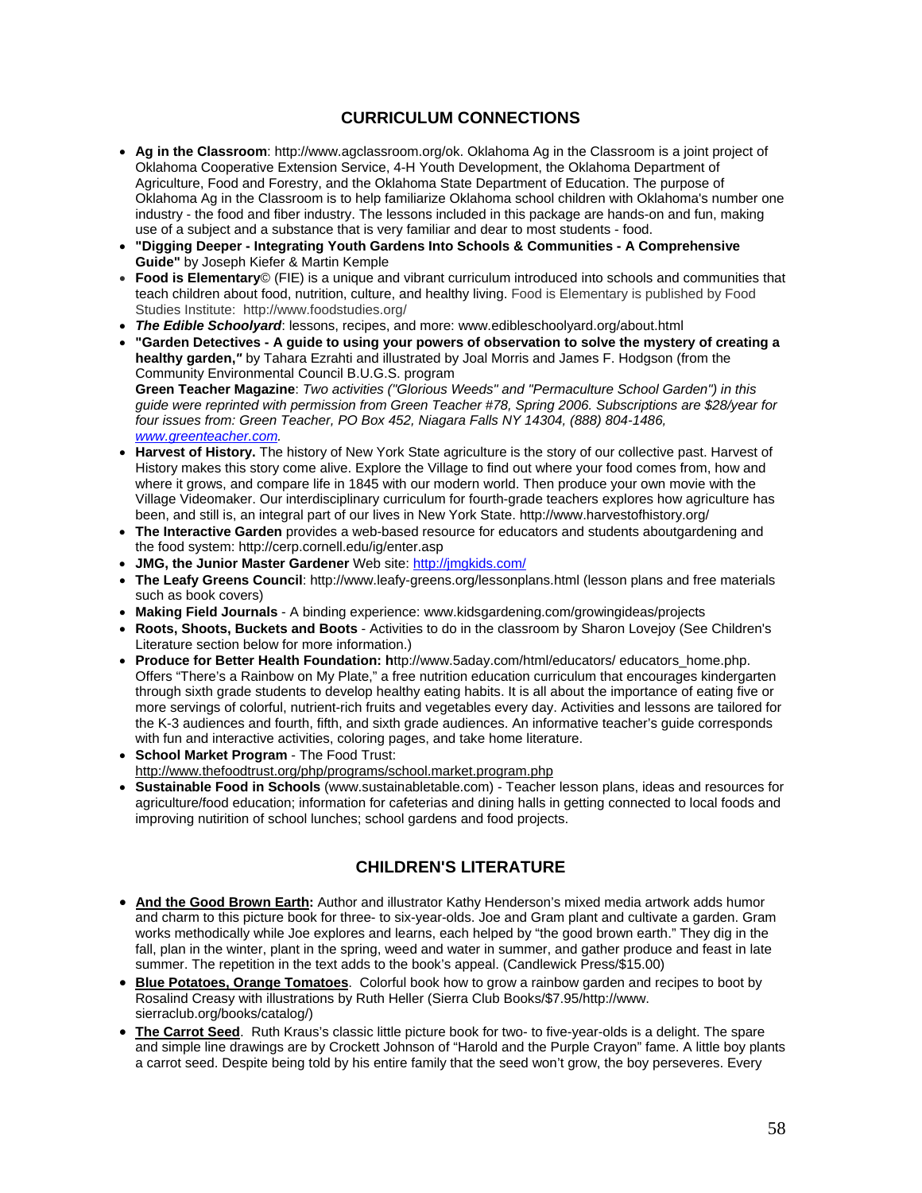## CURRICULUM CONNECTIONS

- **Ag in the Classroom**: http://www.agclassroom.org/ok. Oklahoma Ag in the Classroom is a joint project of Oklahoma Cooperative Extension Service, 4-H Youth Development, the Oklahoma Department of Agriculture, Food and Forestry, and the Oklahoma State Department of Education. The purpose of Oklahoma Ag in the Classroom is to help familiarize Oklahoma school children with Oklahoma's number one industry - the food and fiber industry. The lessons included in this package are hands-on and fun, making use of a subject and a substance that is very familiar and dear to most students - food.
- **"Digging Deeper - Integrating Youth Gardens Into Schools & Communities - A Comprehensive Guide"** by Joseph Kiefer & Martin Kemple
- **Food is Elementary**© (FIE) is a unique and vibrant curriculum introduced into schools and communities that teach children about food, nutrition, culture, and healthy living. Food is Elementary is published by Food Studies Institute: http://www.foodstudies.org/
- ***The Edible Schoolyard***: lessons, recipes, and more: www.edibleschoolyard.org/about.html
- **"Garden Detectives - A guide to using your powers of observation to solve the mystery of creating a healthy garden,"** by Tahara Ezrahti and illustrated by Joal Morris and James F. Hodgson (from the Community Environmental Council B.U.G.S. program
  **Green Teacher Magazine**: *Two activities ("Glorious Weeds" and "Permaculture School Garden") in this guide were reprinted with permission from Green Teacher #78, Spring 2006. Subscriptions are $28/year for four issues from: Green Teacher, PO Box 452, Niagara Falls NY 14304, (888) 804-1486, www.greenteacher.com.*
- **Harvest of History.** The history of New York State agriculture is the story of our collective past. Harvest of History makes this story come alive. Explore the Village to find out where your food comes from, how and where it grows, and compare life in 1845 with our modern world. Then produce your own movie with the Village Videomaker. Our interdisciplinary curriculum for fourth-grade teachers explores how agriculture has been, and still is, an integral part of our lives in New York State. http://www.harvestofhistory.org/
- **The Interactive Garden** provides a web-based resource for educators and students aboutgardening and the food system: http://cerp.cornell.edu/ig/enter.asp
- **JMG, the Junior Master Gardener** Web site: http://jmgkids.com/
- **The Leafy Greens Council**: http://www.leafy-greens.org/lessonplans.html (lesson plans and free materials such as book covers)
- **Making Field Journals** - A binding experience: www.kidsgardening.com/growingideas/projects
- **Roots, Shoots, Buckets and Boots** - Activities to do in the classroom by Sharon Lovejoy (See Children's Literature section below for more information.)
- **Produce for Better Health Foundation: h**ttp://www.5aday.com/html/educators/ educators_home.php. Offers "There's a Rainbow on My Plate," a free nutrition education curriculum that encourages kindergarten through sixth grade students to develop healthy eating habits. It is all about the importance of eating five or more servings of colorful, nutrient-rich fruits and vegetables every day. Activities and lessons are tailored for the K-3 audiences and fourth, fifth, and sixth grade audiences. An informative teacher's guide corresponds with fun and interactive activities, coloring pages, and take home literature.
- **School Market Program** - The Food Trust: http://www.thefoodtrust.org/php/programs/school.market.program.php
- **Sustainable Food in Schools** (www.sustainabletable.com) - Teacher lesson plans, ideas and resources for agriculture/food education; information for cafeterias and dining halls in getting connected to local foods and improving nutirition of school lunches; school gardens and food projects.

## CHILDREN'S LITERATURE

- **And the Good Brown Earth:** Author and illustrator Kathy Henderson's mixed media artwork adds humor and charm to this picture book for three- to six-year-olds. Joe and Gram plant and cultivate a garden. Gram works methodically while Joe explores and learns, each helped by "the good brown earth." They dig in the fall, plan in the winter, plant in the spring, weed and water in summer, and gather produce and feast in late summer. The repetition in the text adds to the book's appeal. (Candlewick Press/$15.00)
- **Blue Potatoes, Orange Tomatoes**. Colorful book how to grow a rainbow garden and recipes to boot by Rosalind Creasy with illustrations by Ruth Heller (Sierra Club Books/$7.95/http://www. sierraclub.org/books/catalog/)
- **The Carrot Seed**. Ruth Kraus's classic little picture book for two- to five-year-olds is a delight. The spare and simple line drawings are by Crockett Johnson of "Harold and the Purple Crayon" fame. A little boy plants a carrot seed. Despite being told by his entire family that the seed won't grow, the boy perseveres. Every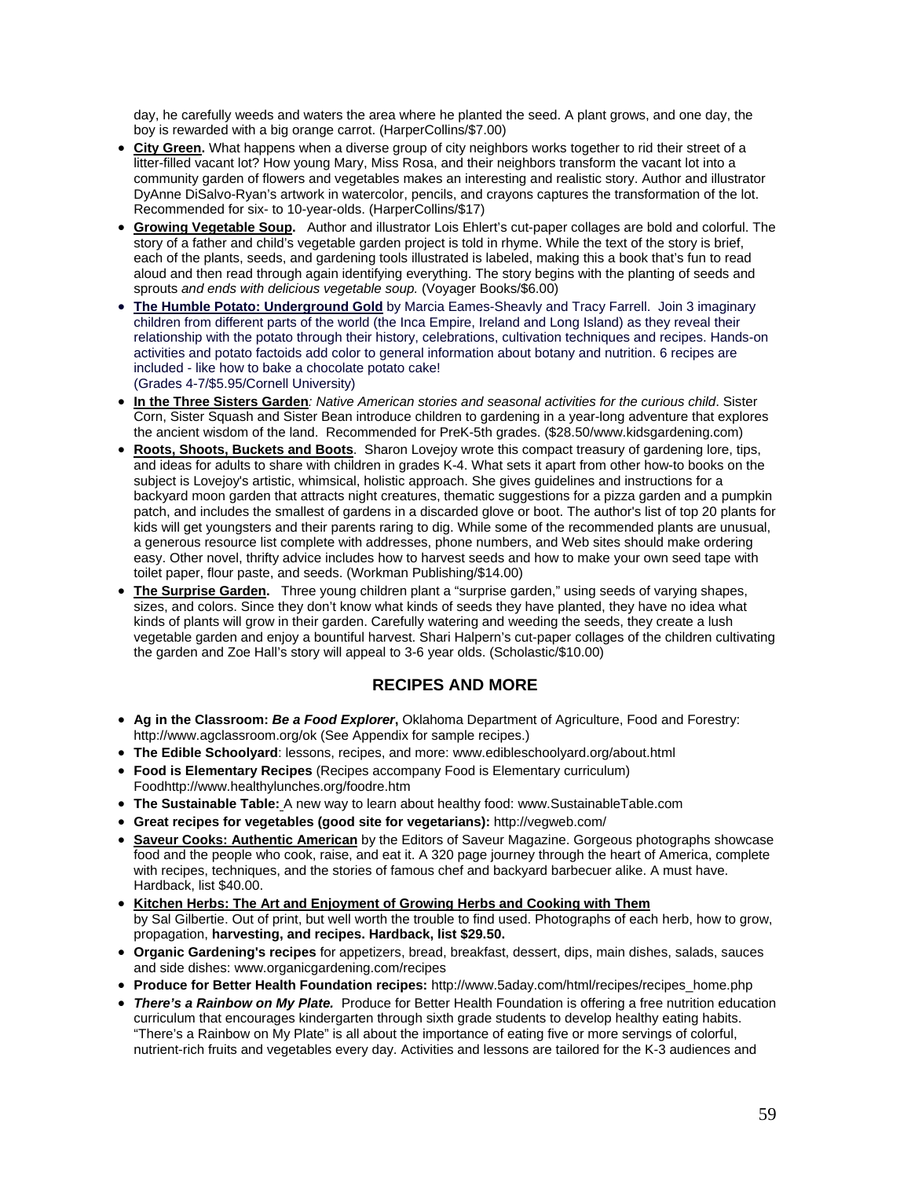day, he carefully weeds and waters the area where he planted the seed. A plant grows, and one day, the boy is rewarded with a big orange carrot. (HarperCollins/$7.00)

- **City Green.** What happens when a diverse group of city neighbors works together to rid their street of a litter-filled vacant lot? How young Mary, Miss Rosa, and their neighbors transform the vacant lot into a community garden of flowers and vegetables makes an interesting and realistic story. Author and illustrator DyAnne DiSalvo-Ryan's artwork in watercolor, pencils, and crayons captures the transformation of the lot. Recommended for six- to 10-year-olds. (HarperCollins/$17)
- **Growing Vegetable Soup.** Author and illustrator Lois Ehlert's cut-paper collages are bold and colorful. The story of a father and child's vegetable garden project is told in rhyme. While the text of the story is brief, each of the plants, seeds, and gardening tools illustrated is labeled, making this a book that's fun to read aloud and then read through again identifying everything. The story begins with the planting of seeds and sprouts *and ends with delicious vegetable soup.* (Voyager Books/$6.00)
- **The Humble Potato: Underground Gold** by Marcia Eames-Sheavly and Tracy Farrell. Join 3 imaginary children from different parts of the world (the Inca Empire, Ireland and Long Island) as they reveal their relationship with the potato through their history, celebrations, cultivation techniques and recipes. Hands-on activities and potato factoids add color to general information about botany and nutrition. 6 recipes are included - like how to bake a chocolate potato cake!
(Grades 4-7/$5.95/Cornell University)
- **In the Three Sisters Garden***: Native American stories and seasonal activities for the curious child*. Sister Corn, Sister Squash and Sister Bean introduce children to gardening in a year-long adventure that explores the ancient wisdom of the land. Recommended for PreK-5th grades. ($28.50/www.kidsgardening.com)
- **Roots, Shoots, Buckets and Boots**. Sharon Lovejoy wrote this compact treasury of gardening lore, tips, and ideas for adults to share with children in grades K-4. What sets it apart from other how-to books on the subject is Lovejoy's artistic, whimsical, holistic approach. She gives guidelines and instructions for a backyard moon garden that attracts night creatures, thematic suggestions for a pizza garden and a pumpkin patch, and includes the smallest of gardens in a discarded glove or boot. The author's list of top 20 plants for kids will get youngsters and their parents raring to dig. While some of the recommended plants are unusual, a generous resource list complete with addresses, phone numbers, and Web sites should make ordering easy. Other novel, thrifty advice includes how to harvest seeds and how to make your own seed tape with toilet paper, flour paste, and seeds. (Workman Publishing/$14.00)
- **The Surprise Garden.** Three young children plant a "surprise garden," using seeds of varying shapes, sizes, and colors. Since they don't know what kinds of seeds they have planted, they have no idea what kinds of plants will grow in their garden. Carefully watering and weeding the seeds, they create a lush vegetable garden and enjoy a bountiful harvest. Shari Halpern's cut-paper collages of the children cultivating the garden and Zoe Hall's story will appeal to 3-6 year olds. (Scholastic/$10.00)

## RECIPES AND MORE

- **Ag in the Classroom:** ***Be a Food Explorer*****,** Oklahoma Department of Agriculture, Food and Forestry: http://www.agclassroom.org/ok (See Appendix for sample recipes.)
- **The Edible Schoolyard**: lessons, recipes, and more: www.edibleschoolyard.org/about.html
- **Food is Elementary Recipes** (Recipes accompany Food is Elementary curriculum) Foodhttp://www.healthylunches.org/foodre.htm
- **The Sustainable Table:** A new way to learn about healthy food: www.SustainableTable.com
- **Great recipes for vegetables (good site for vegetarians):** http://vegweb.com/
- **Saveur Cooks: Authentic American** by the Editors of Saveur Magazine. Gorgeous photographs showcase food and the people who cook, raise, and eat it. A 320 page journey through the heart of America, complete with recipes, techniques, and the stories of famous chef and backyard barbecuer alike. A must have. Hardback, list $40.00.
- **Kitchen Herbs: The Art and Enjoyment of Growing Herbs and Cooking with Them**
by Sal Gilbertie. Out of print, but well worth the trouble to find used. Photographs of each herb, how to grow, propagation, **harvesting, and recipes. Hardback, list $29.50.**
- **Organic Gardening's recipes** for appetizers, bread, breakfast, dessert, dips, main dishes, salads, sauces and side dishes: www.organicgardening.com/recipes
- **Produce for Better Health Foundation recipes:** http://www.5aday.com/html/recipes/recipes_home.php
- ***There's a Rainbow on My Plate.*** Produce for Better Health Foundation is offering a free nutrition education curriculum that encourages kindergarten through sixth grade students to develop healthy eating habits. "There's a Rainbow on My Plate" is all about the importance of eating five or more servings of colorful, nutrient-rich fruits and vegetables every day. Activities and lessons are tailored for the K-3 audiences and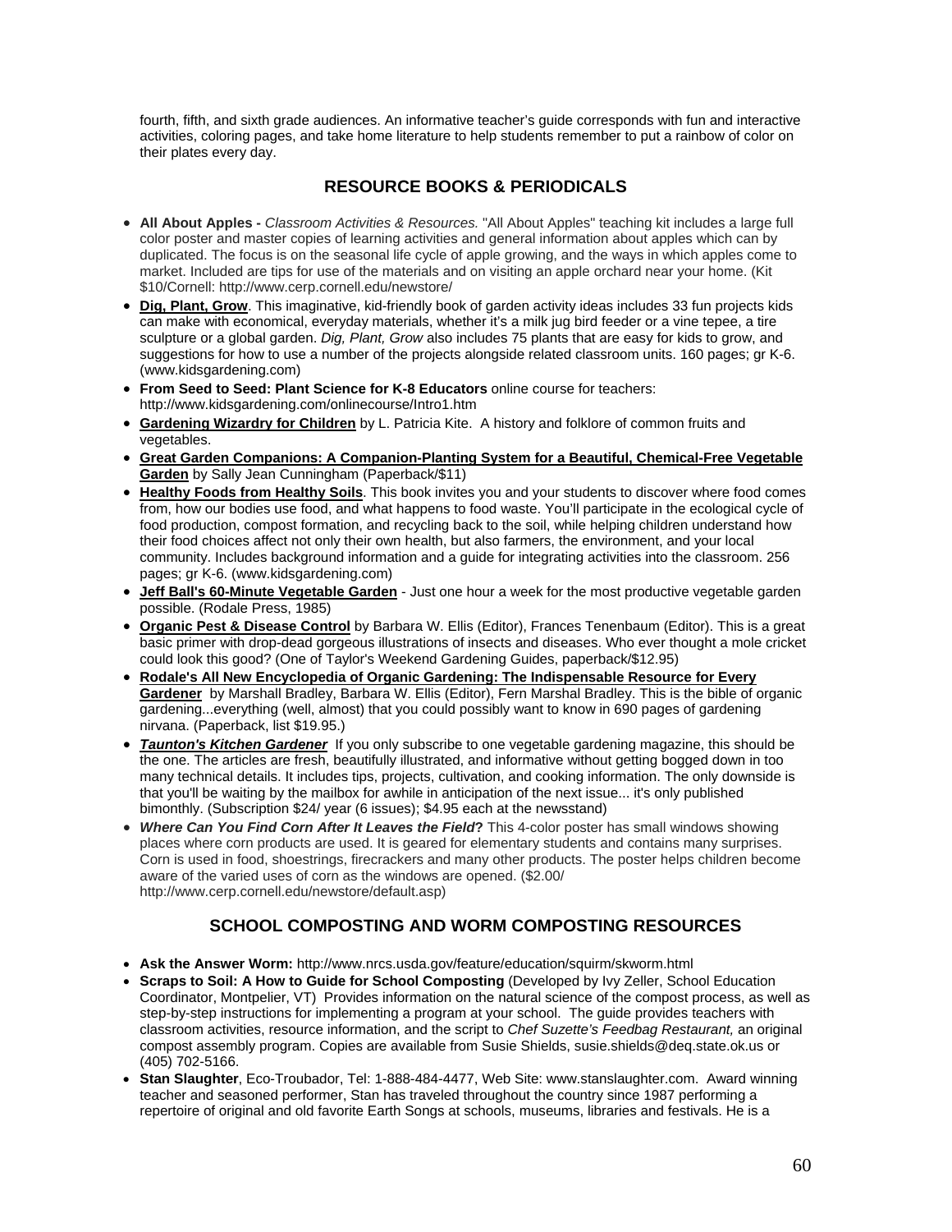fourth, fifth, and sixth grade audiences. An informative teacher's guide corresponds with fun and interactive activities, coloring pages, and take home literature to help students remember to put a rainbow of color on their plates every day.

## RESOURCE BOOKS & PERIODICALS

- **All About Apples -** *Classroom Activities & Resources.* "All About Apples" teaching kit includes a large full color poster and master copies of learning activities and general information about apples which can by duplicated. The focus is on the seasonal life cycle of apple growing, and the ways in which apples come to market. Included are tips for use of the materials and on visiting an apple orchard near your home. (Kit $10/Cornell: http://www.cerp.cornell.edu/newstore/
- **Dig, Plant, Grow**. This imaginative, kid-friendly book of garden activity ideas includes 33 fun projects kids can make with economical, everyday materials, whether it's a milk jug bird feeder or a vine tepee, a tire sculpture or a global garden. *Dig, Plant, Grow* also includes 75 plants that are easy for kids to grow, and suggestions for how to use a number of the projects alongside related classroom units. 160 pages; gr K-6. (www.kidsgardening.com)
- **From Seed to Seed: Plant Science for K-8 Educators** online course for teachers: http://www.kidsgardening.com/onlinecourse/Intro1.htm
- **Gardening Wizardry for Children** by L. Patricia Kite. A history and folklore of common fruits and vegetables.
- **Great Garden Companions: A Companion-Planting System for a Beautiful, Chemical-Free Vegetable Garden** by Sally Jean Cunningham (Paperback/$11)
- **Healthy Foods from Healthy Soils**. This book invites you and your students to discover where food comes from, how our bodies use food, and what happens to food waste. You'll participate in the ecological cycle of food production, compost formation, and recycling back to the soil, while helping children understand how their food choices affect not only their own health, but also farmers, the environment, and your local community. Includes background information and a guide for integrating activities into the classroom. 256 pages; gr K-6. (www.kidsgardening.com)
- **Jeff Ball's 60-Minute Vegetable Garden** - Just one hour a week for the most productive vegetable garden possible. (Rodale Press, 1985)
- **Organic Pest & Disease Control** by Barbara W. Ellis (Editor), Frances Tenenbaum (Editor). This is a great basic primer with drop-dead gorgeous illustrations of insects and diseases. Who ever thought a mole cricket could look this good? (One of Taylor's Weekend Gardening Guides, paperback/$12.95)
- **Rodale's All New Encyclopedia of Organic Gardening: The Indispensable Resource for Every Gardener** by Marshall Bradley, Barbara W. Ellis (Editor), Fern Marshal Bradley. This is the bible of organic gardening...everything (well, almost) that you could possibly want to know in 690 pages of gardening nirvana. (Paperback, list $19.95.)
- ***Taunton's Kitchen Gardener*** If you only subscribe to one vegetable gardening magazine, this should be the one. The articles are fresh, beautifully illustrated, and informative without getting bogged down in too many technical details. It includes tips, projects, cultivation, and cooking information. The only downside is that you'll be waiting by the mailbox for awhile in anticipation of the next issue... it's only published bimonthly. (Subscription $24/ year (6 issues); $4.95 each at the newsstand)
- ***Where Can You Find Corn After It Leaves the Field*?** This 4-color poster has small windows showing places where corn products are used. It is geared for elementary students and contains many surprises. Corn is used in food, shoestrings, firecrackers and many other products. The poster helps children become aware of the varied uses of corn as the windows are opened. ($2.00/ http://www.cerp.cornell.edu/newstore/default.asp)

## SCHOOL COMPOSTING AND WORM COMPOSTING RESOURCES

- **Ask the Answer Worm:** http://www.nrcs.usda.gov/feature/education/squirm/skworm.html
- **Scraps to Soil: A How to Guide for School Composting** (Developed by Ivy Zeller, School Education Coordinator, Montpelier, VT) Provides information on the natural science of the compost process, as well as step-by-step instructions for implementing a program at your school. The guide provides teachers with classroom activities, resource information, and the script to *Chef Suzette's Feedbag Restaurant,* an original compost assembly program. Copies are available from Susie Shields, susie.shields@deq.state.ok.us or (405) 702-5166.
- **Stan Slaughter**, Eco-Troubador, Tel: 1-888-484-4477, Web Site: www.stanslaughter.com. Award winning teacher and seasoned performer, Stan has traveled throughout the country since 1987 performing a repertoire of original and old favorite Earth Songs at schools, museums, libraries and festivals. He is a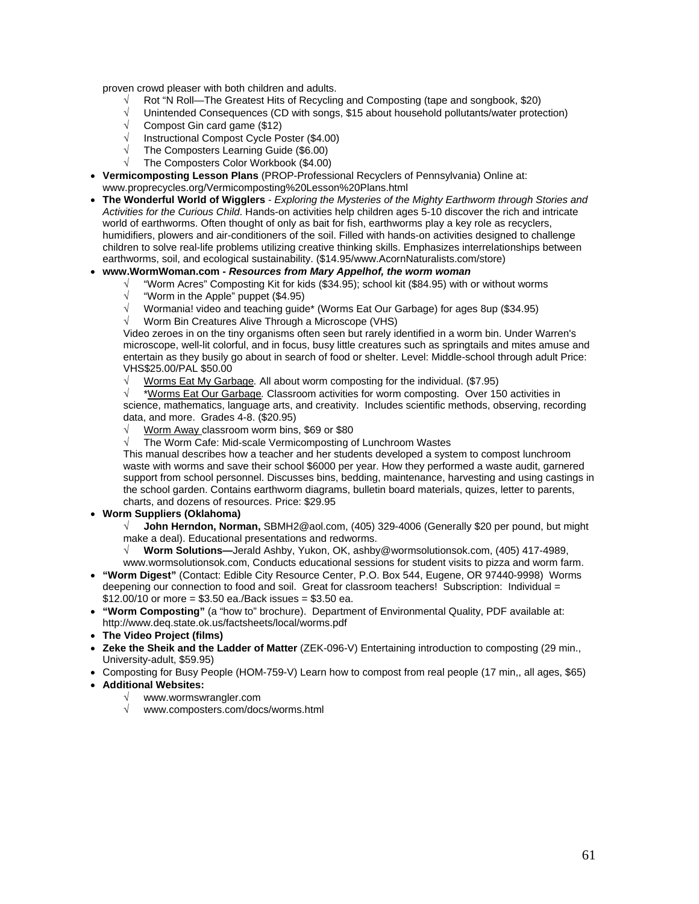proven crowd pleaser with both children and adults.

- √ Rot "N Roll—The Greatest Hits of Recycling and Composting (tape and songbook, $20)
- √ Unintended Consequences (CD with songs, $15 about household pollutants/water protection)
- √ Compost Gin card game ($12)
- √ Instructional Compost Cycle Poster ($4.00)
- √ The Composters Learning Guide ($6.00)
- √ The Composters Color Workbook ($4.00)

- **Vermicomposting Lesson Plans** (PROP-Professional Recyclers of Pennsylvania) Online at: www.proprecycles.org/Vermicomposting%20Lesson%20Plans.html
- **The Wonderful World of Wigglers** - *Exploring the Mysteries of the Mighty Earthworm through Stories and Activities for the Curious Child*. Hands-on activities help children ages 5-10 discover the rich and intricate world of earthworms. Often thought of only as bait for fish, earthworms play a key role as recyclers, humidifiers, plowers and air-conditioners of the soil. Filled with hands-on activities designed to challenge children to solve real-life problems utilizing creative thinking skills. Emphasizes interrelationships between earthworms, soil, and ecological sustainability. ($14.95/www.AcornNaturalists.com/store)
- **www.WormWoman.com -** ***Resources from Mary Appelhof, the worm woman***
  - √ "Worm Acres" Composting Kit for kids ($34.95); school kit ($84.95) with or without worms
  - √ "Worm in the Apple" puppet ($4.95)
  - √ Wormania! video and teaching guide* (Worms Eat Our Garbage) for ages 8up ($34.95)
  - √ Worm Bin Creatures Alive Through a Microscope (VHS)

  Video zeroes in on the tiny organisms often seen but rarely identified in a worm bin. Under Warren's microscope, well-lit colorful, and in focus, busy little creatures such as springtails and mites amuse and entertain as they busily go about in search of food or shelter. Level: Middle-school through adult Price: VHS$25.00/PAL $50.00

  - √ Worms Eat My Garbage*.* All about worm composting for the individual. ($7.95)
  - √ *Worms Eat Our Garbage*.* Classroom activities for worm composting. Over 150 activities in science, mathematics, language arts, and creativity. Includes scientific methods, observing, recording data, and more. Grades 4-8. ($20.95)
  - √ Worm Away classroom worm bins, $69 or $80
  - √ The Worm Cafe: Mid-scale Vermicomposting of Lunchroom Wastes

  This manual describes how a teacher and her students developed a system to compost lunchroom waste with worms and save their school $6000 per year. How they performed a waste audit, garnered support from school personnel. Discusses bins, bedding, maintenance, harvesting and using castings in the school garden. Contains earthworm diagrams, bulletin board materials, quizes, letter to parents, charts, and dozens of resources. Price: $29.95
- **Worm Suppliers (Oklahoma)**
  - √ **John Herndon, Norman,** SBMH2@aol.com, (405) 329-4006 (Generally $20 per pound, but might make a deal). Educational presentations and redworms.
  - √ **Worm Solutions—**Jerald Ashby, Yukon, OK, ashby@wormsolutionsok.com, (405) 417-4989, www.wormsolutionsok.com, Conducts educational sessions for student visits to pizza and worm farm.
- **"Worm Digest"** (Contact: Edible City Resource Center, P.O. Box 544, Eugene, OR 97440-9998) Worms deepening our connection to food and soil. Great for classroom teachers! Subscription: Individual = $12.00/10 or more = $3.50 ea./Back issues = $3.50 ea.
- **"Worm Composting"** (a "how to" brochure). Department of Environmental Quality, PDF available at: http://www.deq.state.ok.us/factsheets/local/worms.pdf
- **The Video Project (films)**
- **Zeke the Sheik and the Ladder of Matter** (ZEK-096-V) Entertaining introduction to composting (29 min., University-adult, $59.95)
- Composting for Busy People (HOM-759-V) Learn how to compost from real people (17 min,, all ages, $65)
- **Additional Websites:**
  - √ www.wormswrangler.com
  - √ www.composters.com/docs/worms.html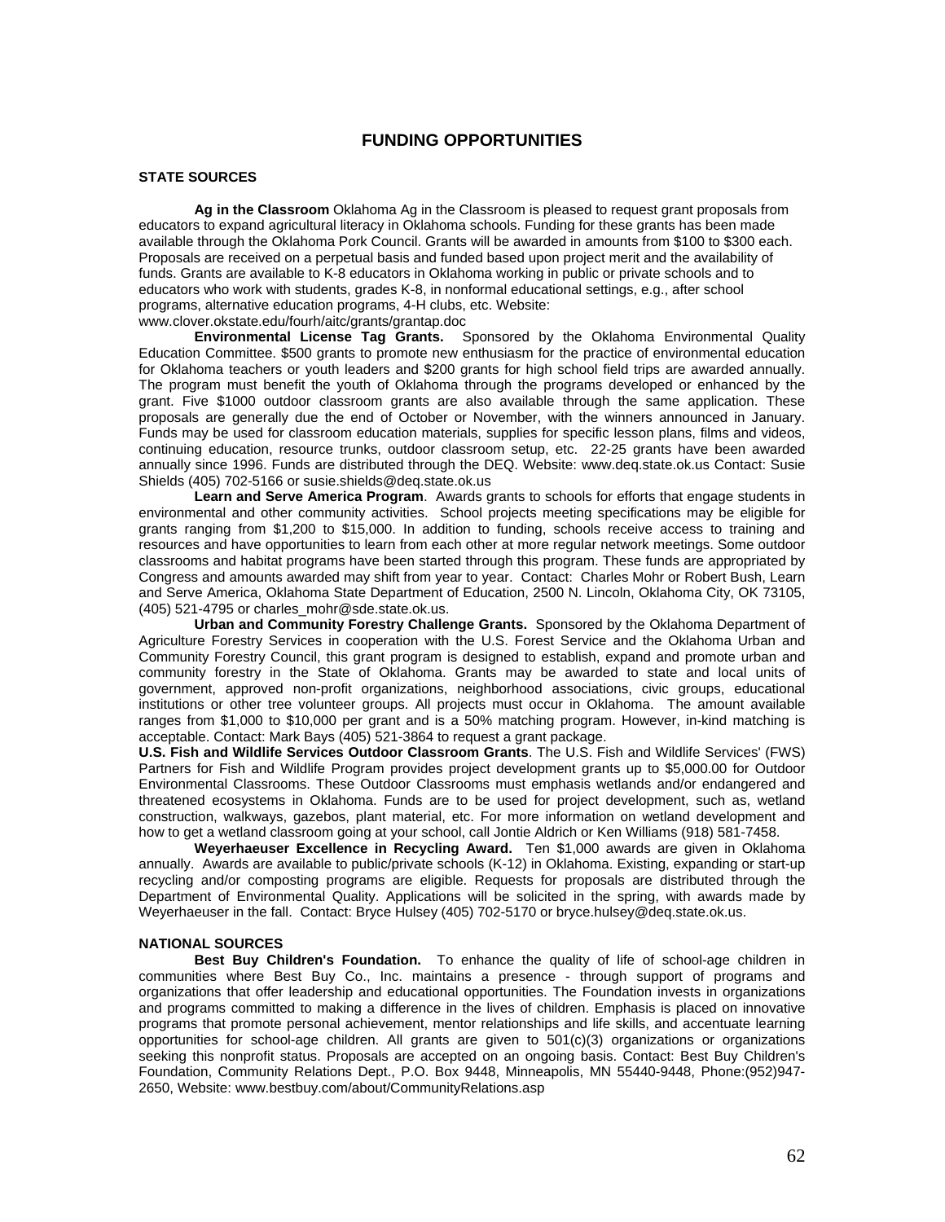# FUNDING OPPORTUNITIES

## STATE SOURCES

**Ag in the Classroom** Oklahoma Ag in the Classroom is pleased to request grant proposals from educators to expand agricultural literacy in Oklahoma schools. Funding for these grants has been made available through the Oklahoma Pork Council. Grants will be awarded in amounts from $100 to $300 each. Proposals are received on a perpetual basis and funded based upon project merit and the availability of funds. Grants are available to K-8 educators in Oklahoma working in public or private schools and to educators who work with students, grades K-8, in nonformal educational settings, e.g., after school programs, alternative education programs, 4-H clubs, etc. Website: www.clover.okstate.edu/fourh/aitc/grants/grantap.doc

**Environmental License Tag Grants.** Sponsored by the Oklahoma Environmental Quality Education Committee. $500 grants to promote new enthusiasm for the practice of environmental education for Oklahoma teachers or youth leaders and $200 grants for high school field trips are awarded annually. The program must benefit the youth of Oklahoma through the programs developed or enhanced by the grant. Five $1000 outdoor classroom grants are also available through the same application. These proposals are generally due the end of October or November, with the winners announced in January. Funds may be used for classroom education materials, supplies for specific lesson plans, films and videos, continuing education, resource trunks, outdoor classroom setup, etc. 22-25 grants have been awarded annually since 1996. Funds are distributed through the DEQ. Website: www.deq.state.ok.us Contact: Susie Shields (405) 702-5166 or susie.shields@deq.state.ok.us

**Learn and Serve America Program**. Awards grants to schools for efforts that engage students in environmental and other community activities. School projects meeting specifications may be eligible for grants ranging from $1,200 to $15,000. In addition to funding, schools receive access to training and resources and have opportunities to learn from each other at more regular network meetings. Some outdoor classrooms and habitat programs have been started through this program. These funds are appropriated by Congress and amounts awarded may shift from year to year. Contact: Charles Mohr or Robert Bush, Learn and Serve America, Oklahoma State Department of Education, 2500 N. Lincoln, Oklahoma City, OK 73105, (405) 521-4795 or charles_mohr@sde.state.ok.us.

**Urban and Community Forestry Challenge Grants.** Sponsored by the Oklahoma Department of Agriculture Forestry Services in cooperation with the U.S. Forest Service and the Oklahoma Urban and Community Forestry Council, this grant program is designed to establish, expand and promote urban and community forestry in the State of Oklahoma. Grants may be awarded to state and local units of government, approved non-profit organizations, neighborhood associations, civic groups, educational institutions or other tree volunteer groups. All projects must occur in Oklahoma. The amount available ranges from $1,000 to $10,000 per grant and is a 50% matching program. However, in-kind matching is acceptable. Contact: Mark Bays (405) 521-3864 to request a grant package.

**U.S. Fish and Wildlife Services Outdoor Classroom Grants**. The U.S. Fish and Wildlife Services' (FWS) Partners for Fish and Wildlife Program provides project development grants up to $5,000.00 for Outdoor Environmental Classrooms. These Outdoor Classrooms must emphasis wetlands and/or endangered and threatened ecosystems in Oklahoma. Funds are to be used for project development, such as, wetland construction, walkways, gazebos, plant material, etc. For more information on wetland development and how to get a wetland classroom going at your school, call Jontie Aldrich or Ken Williams (918) 581-7458.

**Weyerhaeuser Excellence in Recycling Award.** Ten $1,000 awards are given in Oklahoma annually. Awards are available to public/private schools (K-12) in Oklahoma. Existing, expanding or start-up recycling and/or composting programs are eligible. Requests for proposals are distributed through the Department of Environmental Quality. Applications will be solicited in the spring, with awards made by Weyerhaeuser in the fall. Contact: Bryce Hulsey (405) 702-5170 or bryce.hulsey@deq.state.ok.us.

## NATIONAL SOURCES

**Best Buy Children's Foundation.** To enhance the quality of life of school-age children in communities where Best Buy Co., Inc. maintains a presence - through support of programs and organizations that offer leadership and educational opportunities. The Foundation invests in organizations and programs committed to making a difference in the lives of children. Emphasis is placed on innovative programs that promote personal achievement, mentor relationships and life skills, and accentuate learning opportunities for school-age children. All grants are given to 501(c)(3) organizations or organizations seeking this nonprofit status. Proposals are accepted on an ongoing basis. Contact: Best Buy Children's Foundation, Community Relations Dept., P.O. Box 9448, Minneapolis, MN 55440-9448, Phone:(952)947-2650, Website: www.bestbuy.com/about/CommunityRelations.asp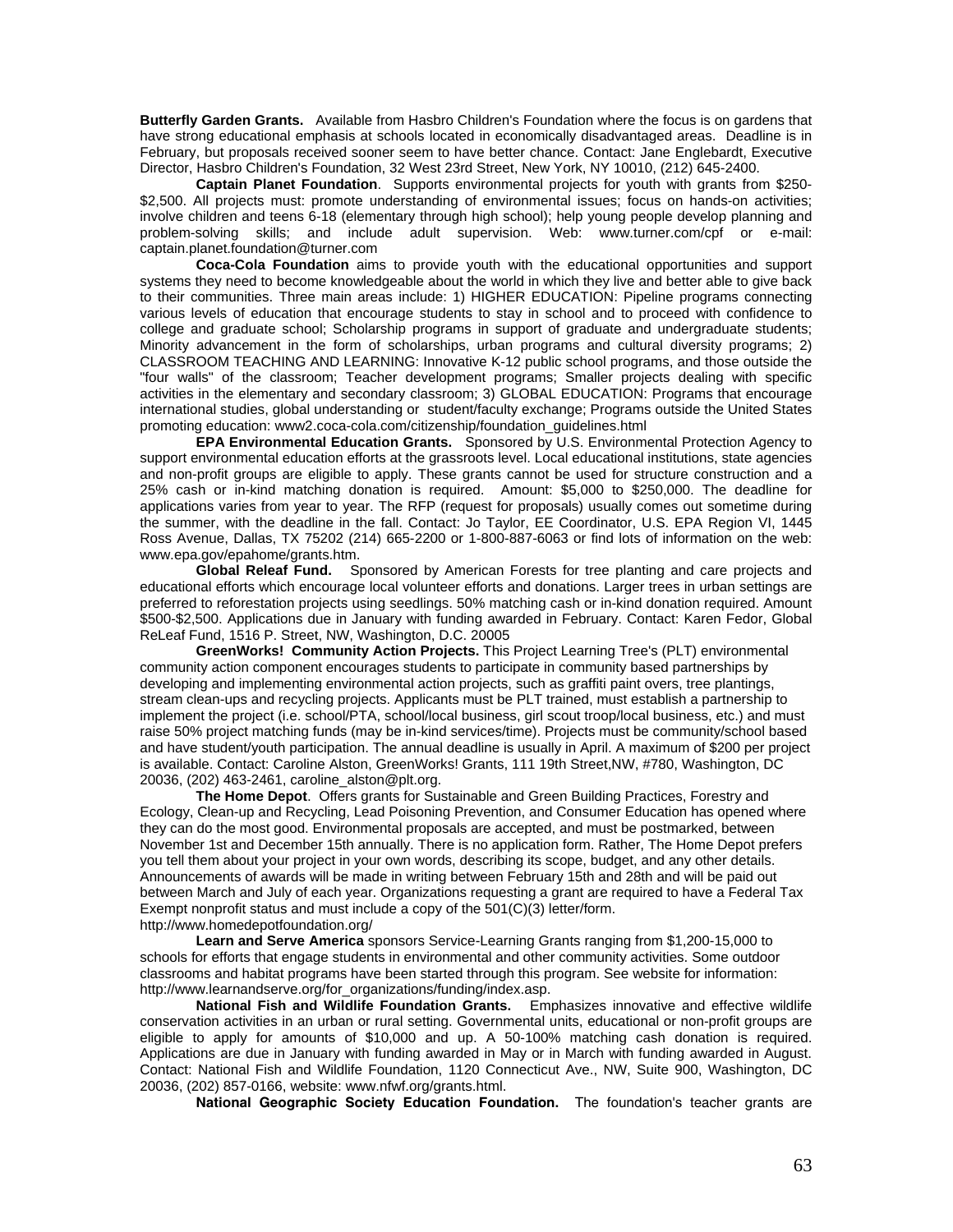**Butterfly Garden Grants.** Available from Hasbro Children's Foundation where the focus is on gardens that have strong educational emphasis at schools located in economically disadvantaged areas. Deadline is in February, but proposals received sooner seem to have better chance. Contact: Jane Englebardt, Executive Director, Hasbro Children's Foundation, 32 West 23rd Street, New York, NY 10010, (212) 645-2400.

**Captain Planet Foundation**. Supports environmental projects for youth with grants from $250-$2,500. All projects must: promote understanding of environmental issues; focus on hands-on activities; involve children and teens 6-18 (elementary through high school); help young people develop planning and problem-solving skills; and include adult supervision. Web: www.turner.com/cpf or e-mail: captain.planet.foundation@turner.com

**Coca-Cola Foundation** aims to provide youth with the educational opportunities and support systems they need to become knowledgeable about the world in which they live and better able to give back to their communities. Three main areas include: 1) HIGHER EDUCATION: Pipeline programs connecting various levels of education that encourage students to stay in school and to proceed with confidence to college and graduate school; Scholarship programs in support of graduate and undergraduate students; Minority advancement in the form of scholarships, urban programs and cultural diversity programs; 2) CLASSROOM TEACHING AND LEARNING: Innovative K-12 public school programs, and those outside the "four walls" of the classroom; Teacher development programs; Smaller projects dealing with specific activities in the elementary and secondary classroom; 3) GLOBAL EDUCATION: Programs that encourage international studies, global understanding or student/faculty exchange; Programs outside the United States promoting education: www2.coca-cola.com/citizenship/foundation_guidelines.html

**EPA Environmental Education Grants.** Sponsored by U.S. Environmental Protection Agency to support environmental education efforts at the grassroots level. Local educational institutions, state agencies and non-profit groups are eligible to apply. These grants cannot be used for structure construction and a 25% cash or in-kind matching donation is required. Amount: $5,000 to $250,000. The deadline for applications varies from year to year. The RFP (request for proposals) usually comes out sometime during the summer, with the deadline in the fall. Contact: Jo Taylor, EE Coordinator, U.S. EPA Region VI, 1445 Ross Avenue, Dallas, TX 75202 (214) 665-2200 or 1-800-887-6063 or find lots of information on the web: www.epa.gov/epahome/grants.htm.

**Global Releaf Fund.** Sponsored by American Forests for tree planting and care projects and educational efforts which encourage local volunteer efforts and donations. Larger trees in urban settings are preferred to reforestation projects using seedlings. 50% matching cash or in-kind donation required. Amount $500-$2,500. Applications due in January with funding awarded in February. Contact: Karen Fedor, Global ReLeaf Fund, 1516 P. Street, NW, Washington, D.C. 20005

**GreenWorks! Community Action Projects.** This Project Learning Tree's (PLT) environmental community action component encourages students to participate in community based partnerships by developing and implementing environmental action projects, such as graffiti paint overs, tree plantings, stream clean-ups and recycling projects. Applicants must be PLT trained, must establish a partnership to implement the project (i.e. school/PTA, school/local business, girl scout troop/local business, etc.) and must raise 50% project matching funds (may be in-kind services/time). Projects must be community/school based and have student/youth participation. The annual deadline is usually in April. A maximum of $200 per project is available. Contact: Caroline Alston, GreenWorks! Grants, 111 19th Street,NW, #780, Washington, DC 20036, (202) 463-2461, caroline_alston@plt.org.

**The Home Depot**. Offers grants for Sustainable and Green Building Practices, Forestry and Ecology, Clean-up and Recycling, Lead Poisoning Prevention, and Consumer Education has opened where they can do the most good. Environmental proposals are accepted, and must be postmarked, between November 1st and December 15th annually. There is no application form. Rather, The Home Depot prefers you tell them about your project in your own words, describing its scope, budget, and any other details. Announcements of awards will be made in writing between February 15th and 28th and will be paid out between March and July of each year. Organizations requesting a grant are required to have a Federal Tax Exempt nonprofit status and must include a copy of the 501(C)(3) letter/form. http://www.homedepotfoundation.org/

**Learn and Serve America** sponsors Service-Learning Grants ranging from $1,200-15,000 to schools for efforts that engage students in environmental and other community activities. Some outdoor classrooms and habitat programs have been started through this program. See website for information: http://www.learnandserve.org/for_organizations/funding/index.asp.

**National Fish and Wildlife Foundation Grants.** Emphasizes innovative and effective wildlife conservation activities in an urban or rural setting. Governmental units, educational or non-profit groups are eligible to apply for amounts of $10,000 and up. A 50-100% matching cash donation is required. Applications are due in January with funding awarded in May or in March with funding awarded in August. Contact: National Fish and Wildlife Foundation, 1120 Connecticut Ave., NW, Suite 900, Washington, DC 20036, (202) 857-0166, website: www.nfwf.org/grants.html.

**National Geographic Society Education Foundation.** The foundation's teacher grants are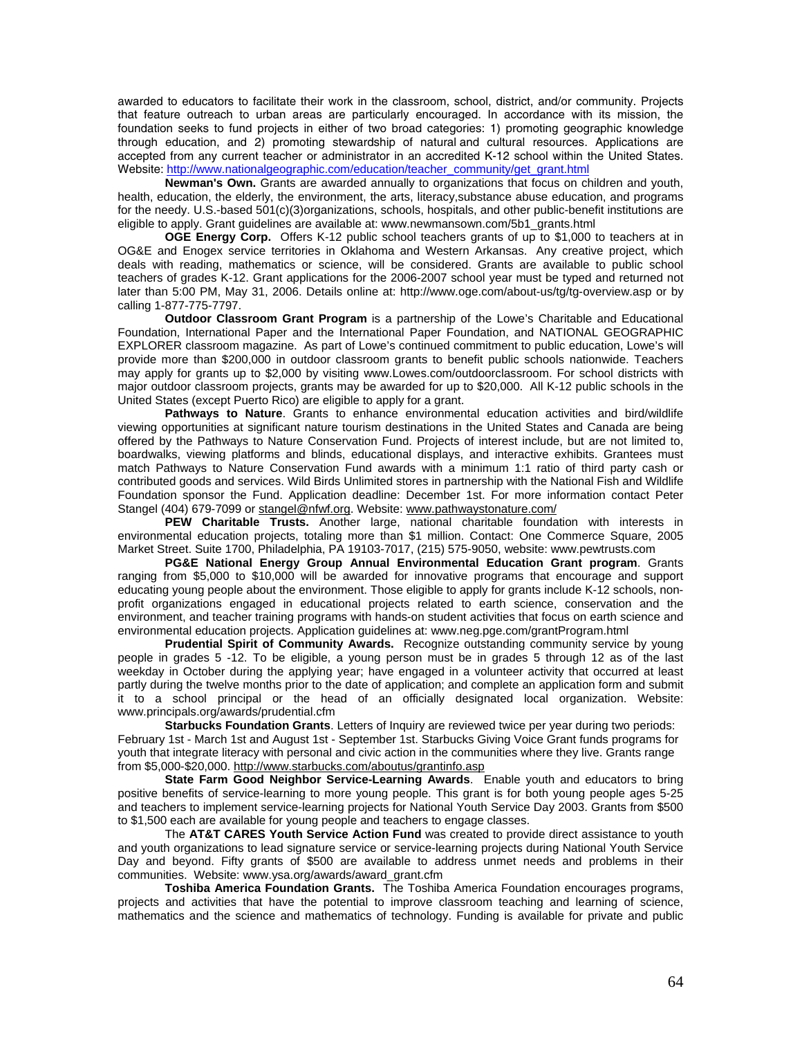awarded to educators to facilitate their work in the classroom, school, district, and/or community. Projects that feature outreach to urban areas are particularly encouraged. In accordance with its mission, the foundation seeks to fund projects in either of two broad categories: 1) promoting geographic knowledge through education, and 2) promoting stewardship of natural and cultural resources. Applications are accepted from any current teacher or administrator in an accredited K-12 school within the United States. Website: http://www.nationalgeographic.com/education/teacher_community/get_grant.html

**Newman's Own.** Grants are awarded annually to organizations that focus on children and youth, health, education, the elderly, the environment, the arts, literacy,substance abuse education, and programs for the needy. U.S.-based 501(c)(3)organizations, schools, hospitals, and other public-benefit institutions are eligible to apply. Grant guidelines are available at: www.newmansown.com/5b1_grants.html

**OGE Energy Corp.** Offers K-12 public school teachers grants of up to $1,000 to teachers at in OG&E and Enogex service territories in Oklahoma and Western Arkansas. Any creative project, which deals with reading, mathematics or science, will be considered. Grants are available to public school teachers of grades K-12. Grant applications for the 2006-2007 school year must be typed and returned not later than 5:00 PM, May 31, 2006. Details online at: http://www.oge.com/about-us/tg/tg-overview.asp or by calling 1-877-775-7797.

**Outdoor Classroom Grant Program** is a partnership of the Lowe's Charitable and Educational Foundation, International Paper and the International Paper Foundation, and NATIONAL GEOGRAPHIC EXPLORER classroom magazine. As part of Lowe's continued commitment to public education, Lowe's will provide more than $200,000 in outdoor classroom grants to benefit public schools nationwide. Teachers may apply for grants up to $2,000 by visiting www.Lowes.com/outdoorclassroom. For school districts with major outdoor classroom projects, grants may be awarded for up to $20,000. All K-12 public schools in the United States (except Puerto Rico) are eligible to apply for a grant.

**Pathways to Nature**. Grants to enhance environmental education activities and bird/wildlife viewing opportunities at significant nature tourism destinations in the United States and Canada are being offered by the Pathways to Nature Conservation Fund. Projects of interest include, but are not limited to, boardwalks, viewing platforms and blinds, educational displays, and interactive exhibits. Grantees must match Pathways to Nature Conservation Fund awards with a minimum 1:1 ratio of third party cash or contributed goods and services. Wild Birds Unlimited stores in partnership with the National Fish and Wildlife Foundation sponsor the Fund. Application deadline: December 1st. For more information contact Peter Stangel (404) 679-7099 or stangel@nfwf.org. Website: www.pathwaystonature.com/

**PEW Charitable Trusts.** Another large, national charitable foundation with interests in environmental education projects, totaling more than $1 million. Contact: One Commerce Square, 2005 Market Street. Suite 1700, Philadelphia, PA 19103-7017, (215) 575-9050, website: www.pewtrusts.com

**PG&E National Energy Group Annual Environmental Education Grant program**. Grants ranging from $5,000 to $10,000 will be awarded for innovative programs that encourage and support educating young people about the environment. Those eligible to apply for grants include K-12 schools, non-profit organizations engaged in educational projects related to earth science, conservation and the environment, and teacher training programs with hands-on student activities that focus on earth science and environmental education projects. Application guidelines at: www.neg.pge.com/grantProgram.html

**Prudential Spirit of Community Awards.** Recognize outstanding community service by young people in grades 5 -12. To be eligible, a young person must be in grades 5 through 12 as of the last weekday in October during the applying year; have engaged in a volunteer activity that occurred at least partly during the twelve months prior to the date of application; and complete an application form and submit it to a school principal or the head of an officially designated local organization. Website: www.principals.org/awards/prudential.cfm

**Starbucks Foundation Grants**. Letters of Inquiry are reviewed twice per year during two periods: February 1st - March 1st and August 1st - September 1st. Starbucks Giving Voice Grant funds programs for youth that integrate literacy with personal and civic action in the communities where they live. Grants range from $5,000-$20,000. http://www.starbucks.com/aboutus/grantinfo.asp

**State Farm Good Neighbor Service-Learning Awards**. Enable youth and educators to bring positive benefits of service-learning to more young people. This grant is for both young people ages 5-25 and teachers to implement service-learning projects for National Youth Service Day 2003. Grants from $500 to $1,500 each are available for young people and teachers to engage classes.

The **AT&T CARES Youth Service Action Fund** was created to provide direct assistance to youth and youth organizations to lead signature service or service-learning projects during National Youth Service Day and beyond. Fifty grants of $500 are available to address unmet needs and problems in their communities. Website: www.ysa.org/awards/award_grant.cfm

**Toshiba America Foundation Grants.** The Toshiba America Foundation encourages programs, projects and activities that have the potential to improve classroom teaching and learning of science, mathematics and the science and mathematics of technology. Funding is available for private and public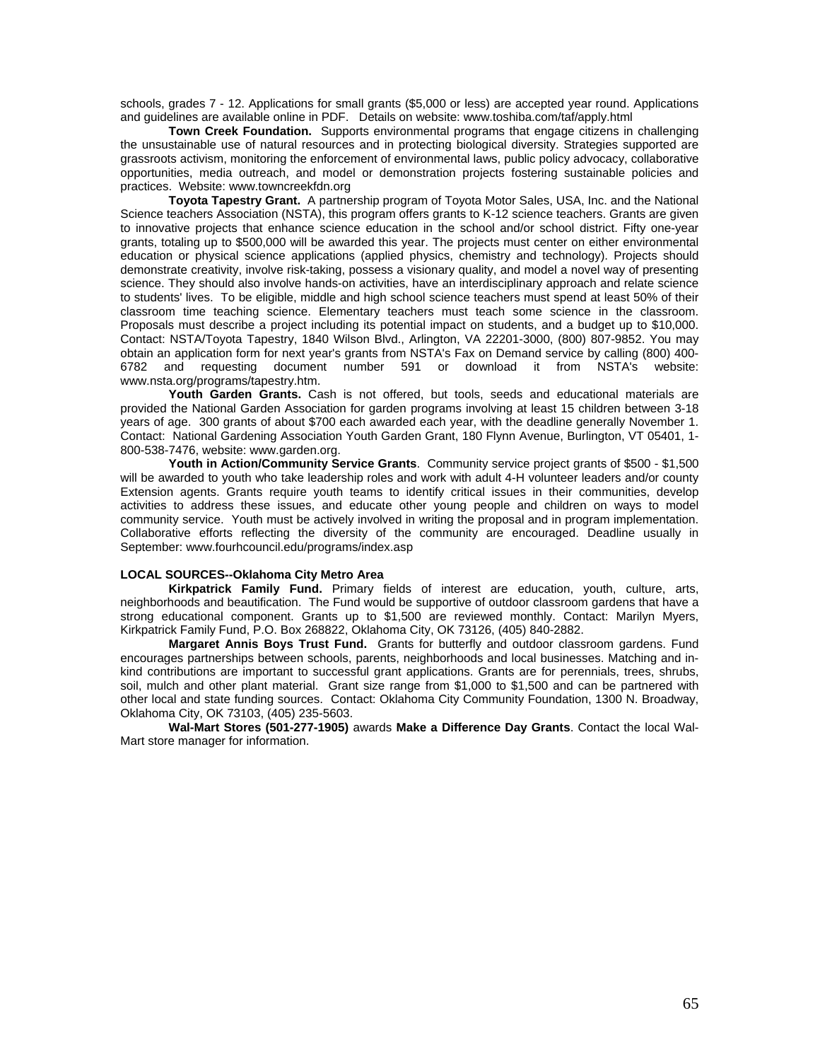schools, grades 7 - 12. Applications for small grants ($5,000 or less) are accepted year round. Applications and guidelines are available online in PDF. Details on website: www.toshiba.com/taf/apply.html

**Town Creek Foundation.** Supports environmental programs that engage citizens in challenging the unsustainable use of natural resources and in protecting biological diversity. Strategies supported are grassroots activism, monitoring the enforcement of environmental laws, public policy advocacy, collaborative opportunities, media outreach, and model or demonstration projects fostering sustainable policies and practices. Website: www.towncreekfdn.org

**Toyota Tapestry Grant.** A partnership program of Toyota Motor Sales, USA, Inc. and the National Science teachers Association (NSTA), this program offers grants to K-12 science teachers. Grants are given to innovative projects that enhance science education in the school and/or school district. Fifty one-year grants, totaling up to $500,000 will be awarded this year. The projects must center on either environmental education or physical science applications (applied physics, chemistry and technology). Projects should demonstrate creativity, involve risk-taking, possess a visionary quality, and model a novel way of presenting science. They should also involve hands-on activities, have an interdisciplinary approach and relate science to students' lives. To be eligible, middle and high school science teachers must spend at least 50% of their classroom time teaching science. Elementary teachers must teach some science in the classroom. Proposals must describe a project including its potential impact on students, and a budget up to $10,000. Contact: NSTA/Toyota Tapestry, 1840 Wilson Blvd., Arlington, VA 22201-3000, (800) 807-9852. You may obtain an application form for next year's grants from NSTA's Fax on Demand service by calling (800) 400-6782 and requesting document number 591 or download it from NSTA's website: www.nsta.org/programs/tapestry.htm.

**Youth Garden Grants.** Cash is not offered, but tools, seeds and educational materials are provided the National Garden Association for garden programs involving at least 15 children between 3-18 years of age. 300 grants of about $700 each awarded each year, with the deadline generally November 1. Contact: National Gardening Association Youth Garden Grant, 180 Flynn Avenue, Burlington, VT 05401, 1-800-538-7476, website: www.garden.org.

**Youth in Action/Community Service Grants**. Community service project grants of $500 - $1,500 will be awarded to youth who take leadership roles and work with adult 4-H volunteer leaders and/or county Extension agents. Grants require youth teams to identify critical issues in their communities, develop activities to address these issues, and educate other young people and children on ways to model community service. Youth must be actively involved in writing the proposal and in program implementation. Collaborative efforts reflecting the diversity of the community are encouraged. Deadline usually in September: www.fourhcouncil.edu/programs/index.asp

**LOCAL SOURCES--Oklahoma City Metro Area**

**Kirkpatrick Family Fund.** Primary fields of interest are education, youth, culture, arts, neighborhoods and beautification. The Fund would be supportive of outdoor classroom gardens that have a strong educational component. Grants up to $1,500 are reviewed monthly. Contact: Marilyn Myers, Kirkpatrick Family Fund, P.O. Box 268822, Oklahoma City, OK 73126, (405) 840-2882.

**Margaret Annis Boys Trust Fund.** Grants for butterfly and outdoor classroom gardens. Fund encourages partnerships between schools, parents, neighborhoods and local businesses. Matching and in-kind contributions are important to successful grant applications. Grants are for perennials, trees, shrubs, soil, mulch and other plant material. Grant size range from $1,000 to $1,500 and can be partnered with other local and state funding sources. Contact: Oklahoma City Community Foundation, 1300 N. Broadway, Oklahoma City, OK 73103, (405) 235-5603.

**Wal-Mart Stores (501-277-1905)** awards **Make a Difference Day Grants**. Contact the local Wal-Mart store manager for information.